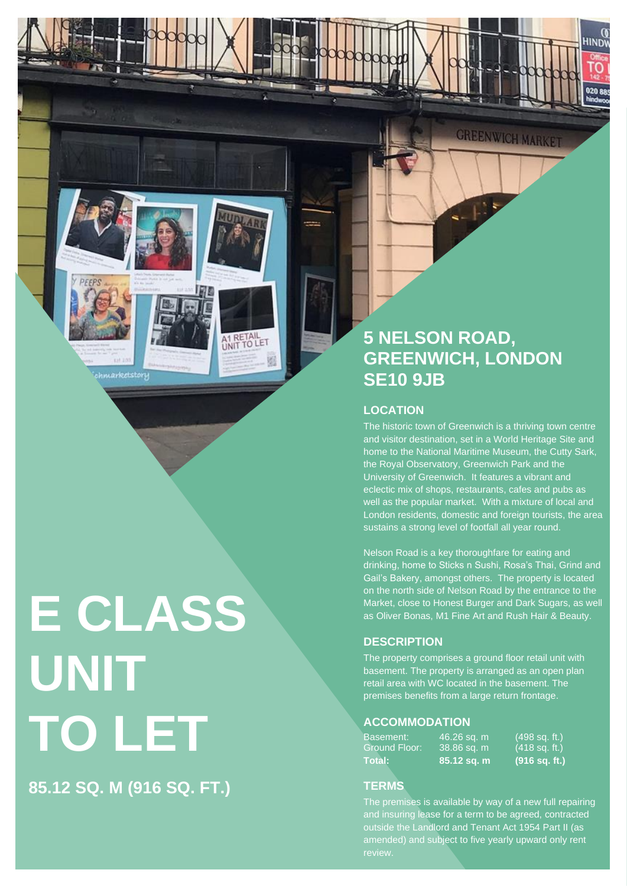# E CLASS UNIT TO LET

## 85.12 SQ. M (916 SQ. FT.)

## 5 NELSON ROAD, GREENWICH, LONDON SE10 9JB

### LOCATION

The historic town of Greenwich is a thriving town centre and visitor destination, set in a World Heritage Site and home to the National Maritime Museum, the Cutty Sark, the Royal Observatory, Greenwich Park and the University of Greenwich. It features a vibrant and eclectic mix of shops, restaurants, cafes and pubs as well as the popular market. With a mixture of local and London residents, domestic and foreign tourists, the area sustains a strong level of footfall all year round.

Nelson Road is a key thoroughfare for eating and drinking, home to Sticks n Sushi, Rosa's Thai, Grind and Gail's Bakery, amongst others. The property is located on the north side of Nelson Road by the entrance to the Market, close to Honest Burger and Dark Sugars, as well as Oliver Bonas, M1 Fine Art and Rush Hair & Beauty.

### DESCRIPTION

The property comprises a ground floor retail unit with basement. The property is arranged as an open plan retail area with WC located in the basement. The premises benefits from a large return frontage.

### ACCOMMODATION

| | | |
|---|---|---|
| Basement: | 46.26 sq. m | (498 sq. ft.) |
| Ground Floor: | 38.86 sq. m | (418 sq. ft.) |
| **Total:** | **85.12 sq. m** | **(916 sq. ft.)** |

### TERMS

The premises is available by way of a new full repairing and insuring lease for a term to be agreed, contracted outside the Landlord and Tenant Act 1954 Part II (as amended) and subject to five yearly upward only rent review.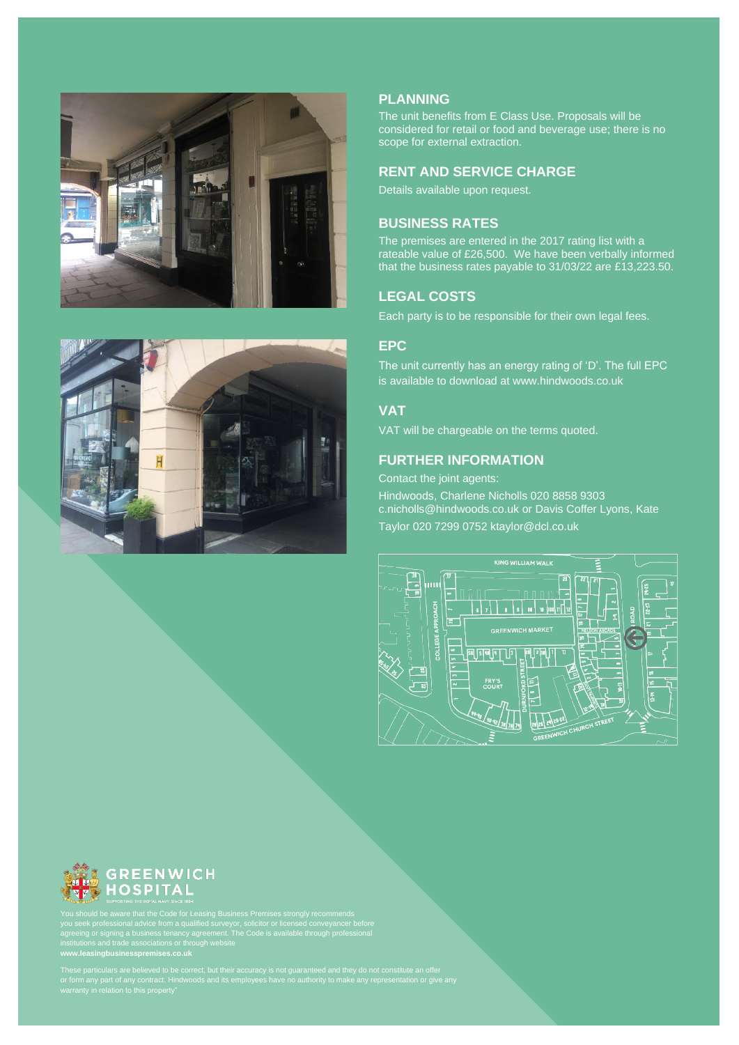## PLANNING

The unit benefits from E Class Use. Proposals will be considered for retail or food and beverage use; there is no scope for external extraction.

## RENT AND SERVICE CHARGE

Details available upon request.

## BUSINESS RATES

The premises are entered in the 2017 rating list with a rateable value of £26,500. We have been verbally informed that the business rates payable to 31/03/22 are £13,223.50.

## LEGAL COSTS

Each party is to be responsible for their own legal fees.

## EPC

The unit currently has an energy rating of 'D'. The full EPC is available to download at www.hindwoods.co.uk

## VAT

VAT will be chargeable on the terms quoted.

## FURTHER INFORMATION

Contact the joint agents:

Hindwoods, Charlene Nicholls 020 8858 9303 c.nicholls@hindwoods.co.uk or Davis Coffer Lyons, Kate Taylor 020 7299 0752 ktaylor@dcl.co.uk

GREENWICH HOSPITAL

SUPPORTING THE ROYAL NAVY SINCE 1694

You should be aware that the Code for Leasing Business Premises strongly recommends you seek professional advice from a qualified surveyor, solicitor or licensed conveyancer before agreeing or signing a business tenancy agreement. The Code is available through professional institutions and trade associations or through website

**www.leasingbusinesspremises.co.uk**

These particulars are believed to be correct, but their accuracy is not guaranteed and they do not constitute an offer or form any part of any contract. Hindwoods and its employees have no authority to make any representation or give any warranty in relation to this property"